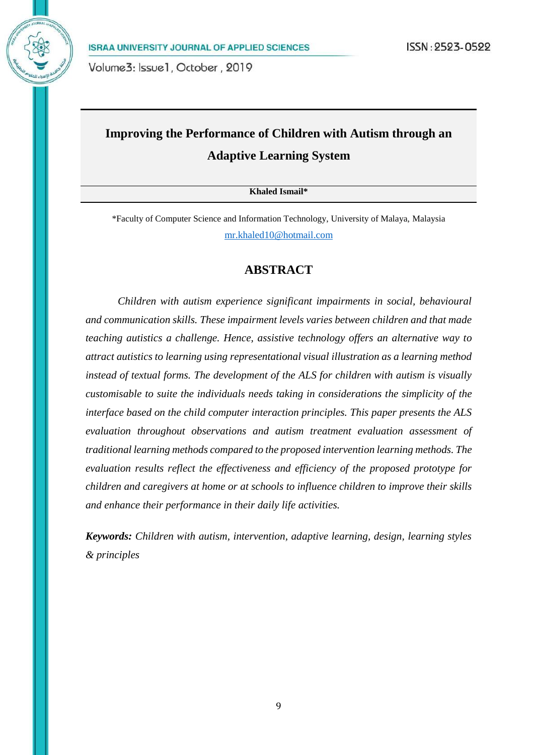# Improving the Performance of Children with Autism through an Adaptive Learning System

**Khaled Ismail***

*Faculty of Computer Science and Information Technology, University of Malaya, Malaysia

mr.khaled10@hotmail.com

## ABSTRACT

*Children with autism experience significant impairments in social, behavioural and communication skills. These impairment levels varies between children and that made teaching autistics a challenge. Hence, assistive technology offers an alternative way to attract autistics to learning using representational visual illustration as a learning method instead of textual forms. The development of the ALS for children with autism is visually customisable to suite the individuals needs taking in considerations the simplicity of the interface based on the child computer interaction principles. This paper presents the ALS evaluation throughout observations and autism treatment evaluation assessment of traditional learning methods compared to the proposed intervention learning methods. The evaluation results reflect the effectiveness and efficiency of the proposed prototype for children and caregivers at home or at schools to influence children to improve their skills and enhance their performance in their daily life activities.*

***Keywords:*** *Children with autism, intervention, adaptive learning, design, learning styles & principles*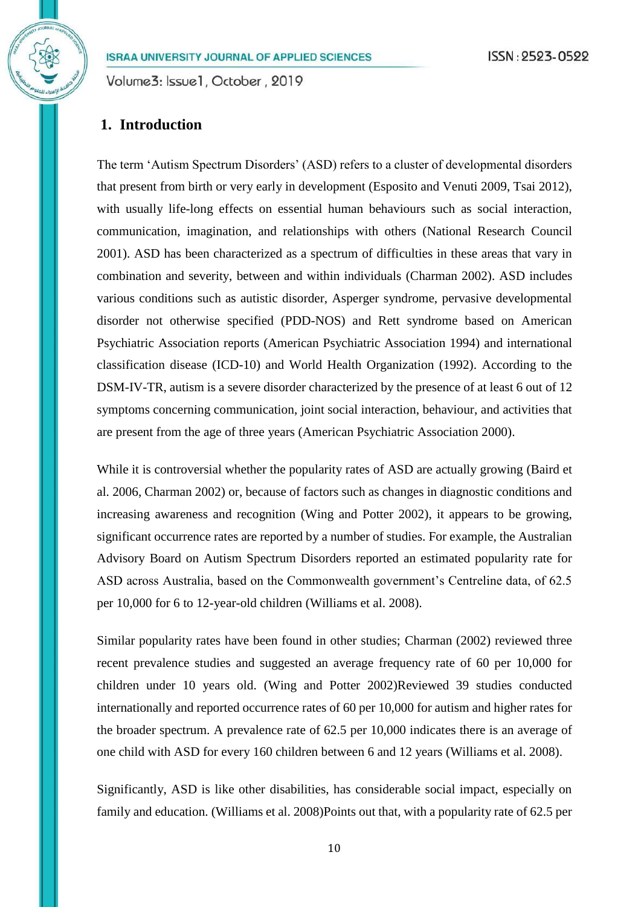## 1. Introduction

The term 'Autism Spectrum Disorders' (ASD) refers to a cluster of developmental disorders that present from birth or very early in development (Esposito and Venuti 2009, Tsai 2012), with usually life-long effects on essential human behaviours such as social interaction, communication, imagination, and relationships with others (National Research Council 2001). ASD has been characterized as a spectrum of difficulties in these areas that vary in combination and severity, between and within individuals (Charman 2002). ASD includes various conditions such as autistic disorder, Asperger syndrome, pervasive developmental disorder not otherwise specified (PDD-NOS) and Rett syndrome based on American Psychiatric Association reports (American Psychiatric Association 1994) and international classification disease (ICD-10) and World Health Organization (1992). According to the DSM-IV-TR, autism is a severe disorder characterized by the presence of at least 6 out of 12 symptoms concerning communication, joint social interaction, behaviour, and activities that are present from the age of three years (American Psychiatric Association 2000).

While it is controversial whether the popularity rates of ASD are actually growing (Baird et al. 2006, Charman 2002) or, because of factors such as changes in diagnostic conditions and increasing awareness and recognition (Wing and Potter 2002), it appears to be growing, significant occurrence rates are reported by a number of studies. For example, the Australian Advisory Board on Autism Spectrum Disorders reported an estimated popularity rate for ASD across Australia, based on the Commonwealth government's Centreline data, of 62.5 per 10,000 for 6 to 12-year-old children (Williams et al. 2008).

Similar popularity rates have been found in other studies; Charman (2002) reviewed three recent prevalence studies and suggested an average frequency rate of 60 per 10,000 for children under 10 years old. (Wing and Potter 2002)Reviewed 39 studies conducted internationally and reported occurrence rates of 60 per 10,000 for autism and higher rates for the broader spectrum. A prevalence rate of 62.5 per 10,000 indicates there is an average of one child with ASD for every 160 children between 6 and 12 years (Williams et al. 2008).

Significantly, ASD is like other disabilities, has considerable social impact, especially on family and education. (Williams et al. 2008)Points out that, with a popularity rate of 62.5 per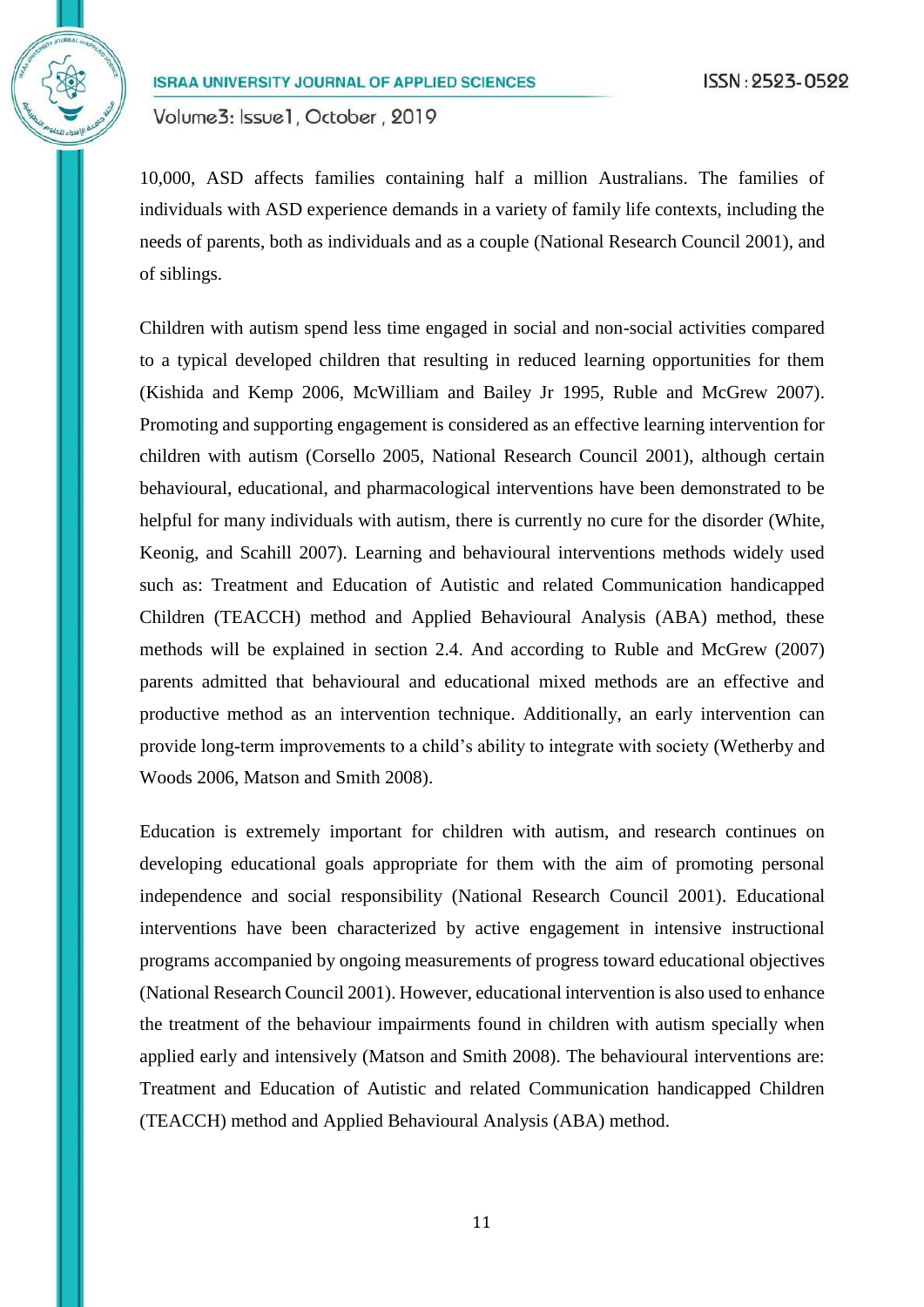10,000, ASD affects families containing half a million Australians. The families of individuals with ASD experience demands in a variety of family life contexts, including the needs of parents, both as individuals and as a couple (National Research Council 2001), and of siblings.

Children with autism spend less time engaged in social and non-social activities compared to a typical developed children that resulting in reduced learning opportunities for them (Kishida and Kemp 2006, McWilliam and Bailey Jr 1995, Ruble and McGrew 2007). Promoting and supporting engagement is considered as an effective learning intervention for children with autism (Corsello 2005, National Research Council 2001), although certain behavioural, educational, and pharmacological interventions have been demonstrated to be helpful for many individuals with autism, there is currently no cure for the disorder (White, Keonig, and Scahill 2007). Learning and behavioural interventions methods widely used such as: Treatment and Education of Autistic and related Communication handicapped Children (TEACCH) method and Applied Behavioural Analysis (ABA) method, these methods will be explained in section 2.4. And according to Ruble and McGrew (2007) parents admitted that behavioural and educational mixed methods are an effective and productive method as an intervention technique. Additionally, an early intervention can provide long-term improvements to a child's ability to integrate with society (Wetherby and Woods 2006, Matson and Smith 2008).

Education is extremely important for children with autism, and research continues on developing educational goals appropriate for them with the aim of promoting personal independence and social responsibility (National Research Council 2001). Educational interventions have been characterized by active engagement in intensive instructional programs accompanied by ongoing measurements of progress toward educational objectives (National Research Council 2001). However, educational intervention is also used to enhance the treatment of the behaviour impairments found in children with autism specially when applied early and intensively (Matson and Smith 2008). The behavioural interventions are: Treatment and Education of Autistic and related Communication handicapped Children (TEACCH) method and Applied Behavioural Analysis (ABA) method.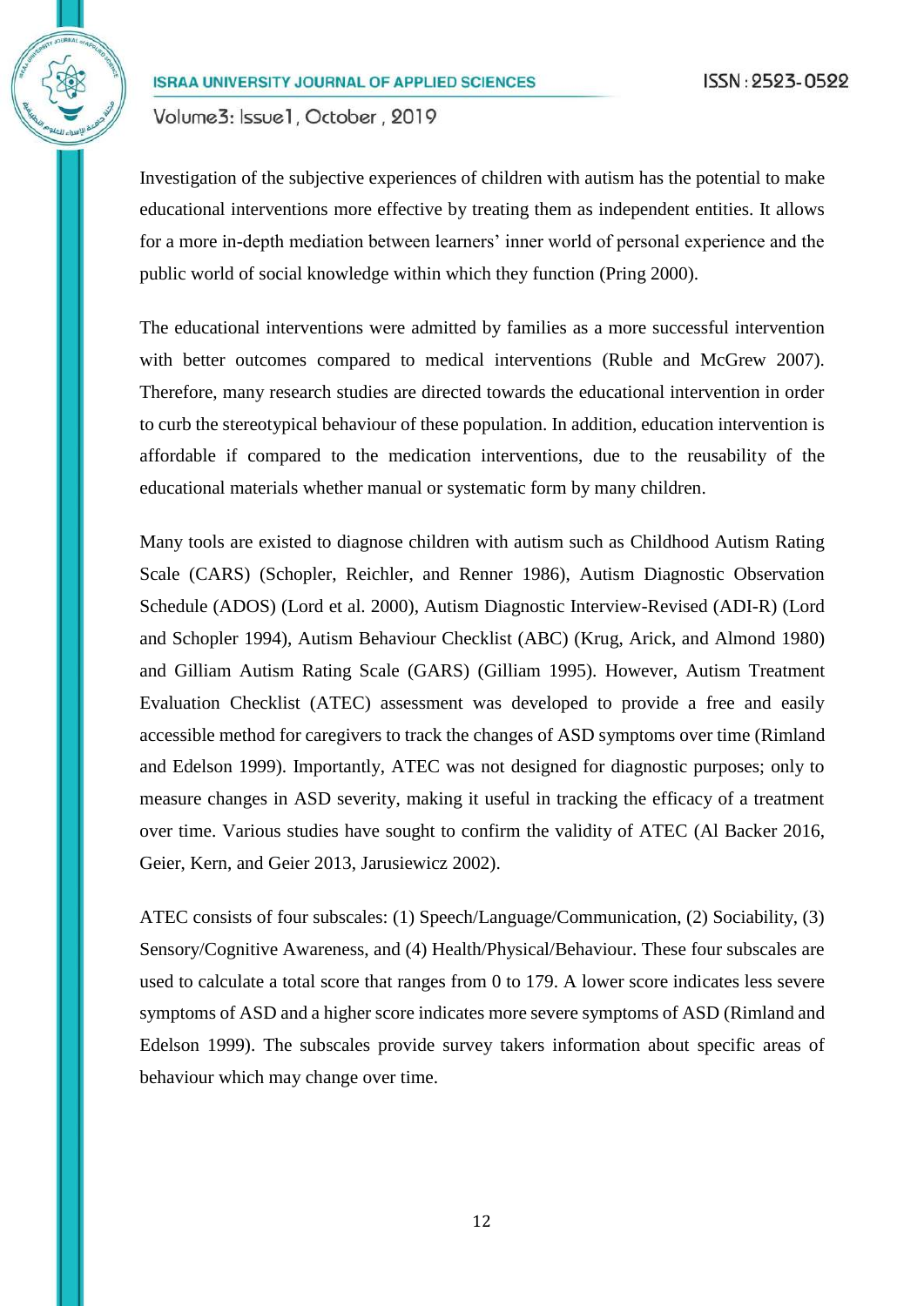Investigation of the subjective experiences of children with autism has the potential to make educational interventions more effective by treating them as independent entities. It allows for a more in-depth mediation between learners' inner world of personal experience and the public world of social knowledge within which they function (Pring 2000).

The educational interventions were admitted by families as a more successful intervention with better outcomes compared to medical interventions (Ruble and McGrew 2007). Therefore, many research studies are directed towards the educational intervention in order to curb the stereotypical behaviour of these population. In addition, education intervention is affordable if compared to the medication interventions, due to the reusability of the educational materials whether manual or systematic form by many children.

Many tools are existed to diagnose children with autism such as Childhood Autism Rating Scale (CARS) (Schopler, Reichler, and Renner 1986), Autism Diagnostic Observation Schedule (ADOS) (Lord et al. 2000), Autism Diagnostic Interview-Revised (ADI-R) (Lord and Schopler 1994), Autism Behaviour Checklist (ABC) (Krug, Arick, and Almond 1980) and Gilliam Autism Rating Scale (GARS) (Gilliam 1995). However, Autism Treatment Evaluation Checklist (ATEC) assessment was developed to provide a free and easily accessible method for caregivers to track the changes of ASD symptoms over time (Rimland and Edelson 1999). Importantly, ATEC was not designed for diagnostic purposes; only to measure changes in ASD severity, making it useful in tracking the efficacy of a treatment over time. Various studies have sought to confirm the validity of ATEC (Al Backer 2016, Geier, Kern, and Geier 2013, Jarusiewicz 2002).

ATEC consists of four subscales: (1) Speech/Language/Communication, (2) Sociability, (3) Sensory/Cognitive Awareness, and (4) Health/Physical/Behaviour. These four subscales are used to calculate a total score that ranges from 0 to 179. A lower score indicates less severe symptoms of ASD and a higher score indicates more severe symptoms of ASD (Rimland and Edelson 1999). The subscales provide survey takers information about specific areas of behaviour which may change over time.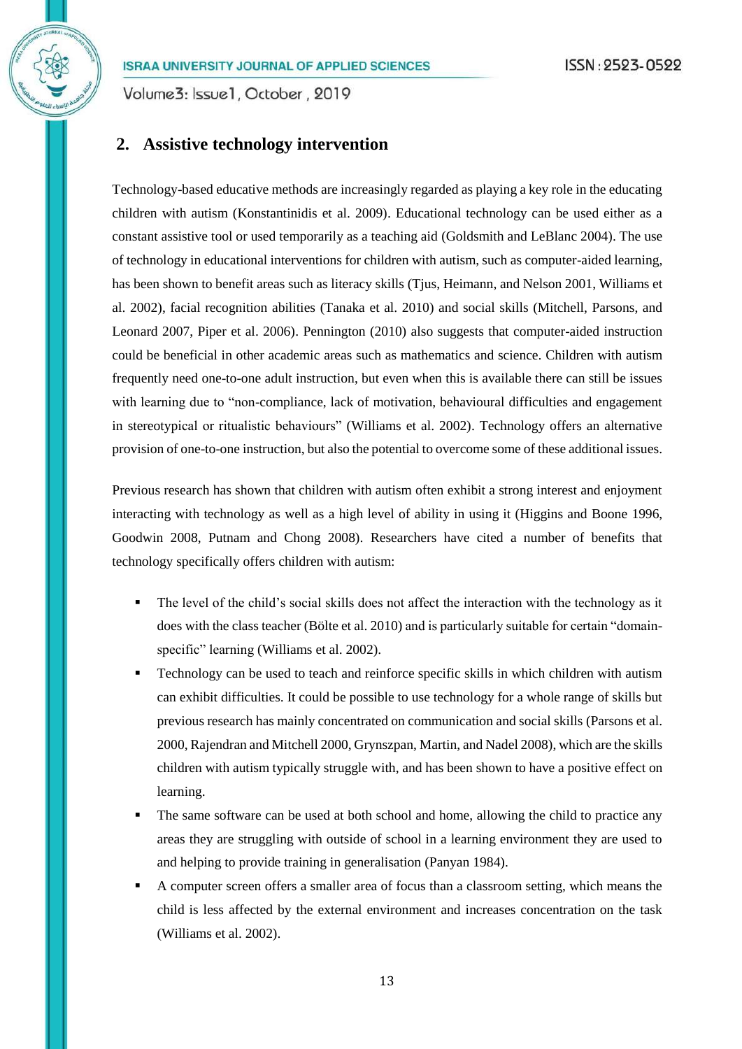## 2. Assistive technology intervention

Technology-based educative methods are increasingly regarded as playing a key role in the educating children with autism (Konstantinidis et al. 2009). Educational technology can be used either as a constant assistive tool or used temporarily as a teaching aid (Goldsmith and LeBlanc 2004). The use of technology in educational interventions for children with autism, such as computer-aided learning, has been shown to benefit areas such as literacy skills (Tjus, Heimann, and Nelson 2001, Williams et al. 2002), facial recognition abilities (Tanaka et al. 2010) and social skills (Mitchell, Parsons, and Leonard 2007, Piper et al. 2006). Pennington (2010) also suggests that computer-aided instruction could be beneficial in other academic areas such as mathematics and science. Children with autism frequently need one-to-one adult instruction, but even when this is available there can still be issues with learning due to "non-compliance, lack of motivation, behavioural difficulties and engagement in stereotypical or ritualistic behaviours" (Williams et al. 2002). Technology offers an alternative provision of one-to-one instruction, but also the potential to overcome some of these additional issues.

Previous research has shown that children with autism often exhibit a strong interest and enjoyment interacting with technology as well as a high level of ability in using it (Higgins and Boone 1996, Goodwin 2008, Putnam and Chong 2008). Researchers have cited a number of benefits that technology specifically offers children with autism:

- The level of the child's social skills does not affect the interaction with the technology as it does with the class teacher (Bölte et al. 2010) and is particularly suitable for certain "domain-specific" learning (Williams et al. 2002).
- Technology can be used to teach and reinforce specific skills in which children with autism can exhibit difficulties. It could be possible to use technology for a whole range of skills but previous research has mainly concentrated on communication and social skills (Parsons et al. 2000, Rajendran and Mitchell 2000, Grynszpan, Martin, and Nadel 2008), which are the skills children with autism typically struggle with, and has been shown to have a positive effect on learning.
- The same software can be used at both school and home, allowing the child to practice any areas they are struggling with outside of school in a learning environment they are used to and helping to provide training in generalisation (Panyan 1984).
- A computer screen offers a smaller area of focus than a classroom setting, which means the child is less affected by the external environment and increases concentration on the task (Williams et al. 2002).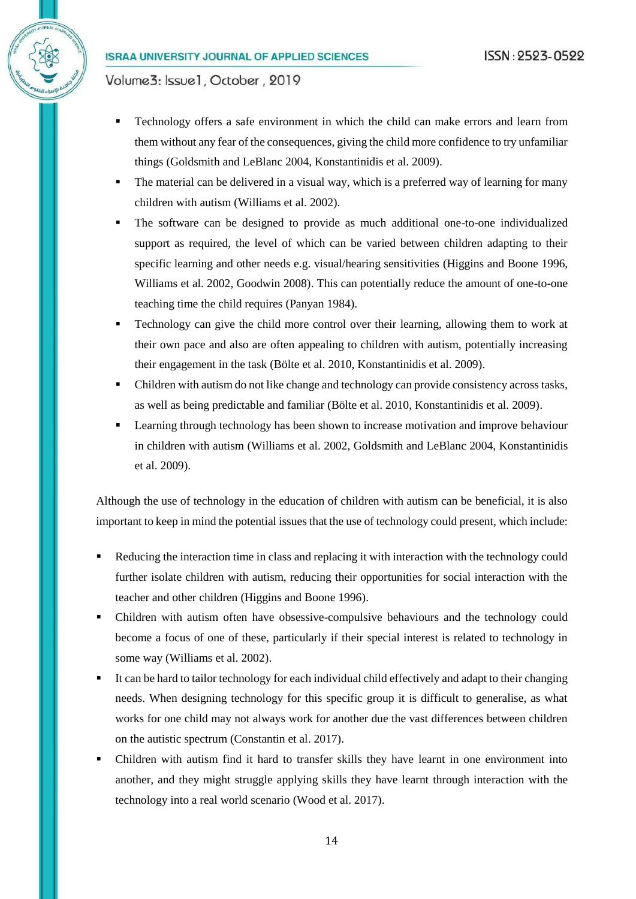- Technology offers a safe environment in which the child can make errors and learn from them without any fear of the consequences, giving the child more confidence to try unfamiliar things (Goldsmith and LeBlanc 2004, Konstantinidis et al. 2009).
- The material can be delivered in a visual way, which is a preferred way of learning for many children with autism (Williams et al. 2002).
- The software can be designed to provide as much additional one-to-one individualized support as required, the level of which can be varied between children adapting to their specific learning and other needs e.g. visual/hearing sensitivities (Higgins and Boone 1996, Williams et al. 2002, Goodwin 2008). This can potentially reduce the amount of one-to-one teaching time the child requires (Panyan 1984).
- Technology can give the child more control over their learning, allowing them to work at their own pace and also are often appealing to children with autism, potentially increasing their engagement in the task (Bölte et al. 2010, Konstantinidis et al. 2009).
- Children with autism do not like change and technology can provide consistency across tasks, as well as being predictable and familiar (Bölte et al. 2010, Konstantinidis et al. 2009).
- Learning through technology has been shown to increase motivation and improve behaviour in children with autism (Williams et al. 2002, Goldsmith and LeBlanc 2004, Konstantinidis et al. 2009).

Although the use of technology in the education of children with autism can be beneficial, it is also important to keep in mind the potential issues that the use of technology could present, which include:

- Reducing the interaction time in class and replacing it with interaction with the technology could further isolate children with autism, reducing their opportunities for social interaction with the teacher and other children (Higgins and Boone 1996).
- Children with autism often have obsessive-compulsive behaviours and the technology could become a focus of one of these, particularly if their special interest is related to technology in some way (Williams et al. 2002).
- It can be hard to tailor technology for each individual child effectively and adapt to their changing needs. When designing technology for this specific group it is difficult to generalise, as what works for one child may not always work for another due the vast differences between children on the autistic spectrum (Constantin et al. 2017).
- Children with autism find it hard to transfer skills they have learnt in one environment into another, and they might struggle applying skills they have learnt through interaction with the technology into a real world scenario (Wood et al. 2017).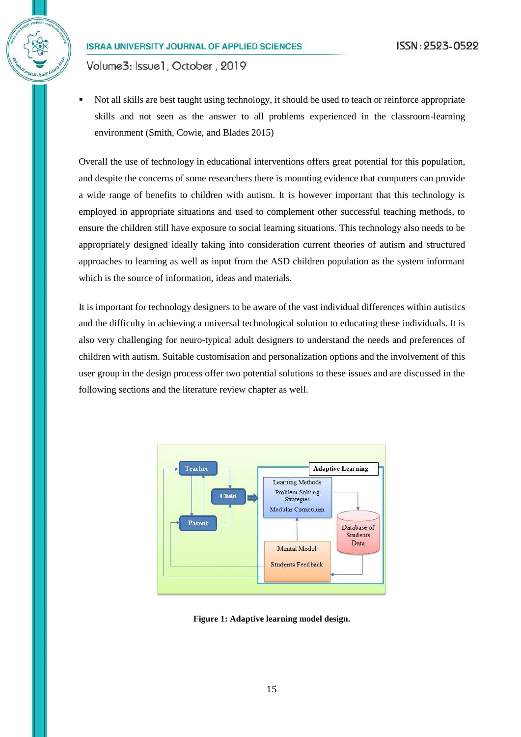- Not all skills are best taught using technology, it should be used to teach or reinforce appropriate skills and not seen as the answer to all problems experienced in the classroom-learning environment (Smith, Cowie, and Blades 2015)

Overall the use of technology in educational interventions offers great potential for this population, and despite the concerns of some researchers there is mounting evidence that computers can provide a wide range of benefits to children with autism. It is however important that this technology is employed in appropriate situations and used to complement other successful teaching methods, to ensure the children still have exposure to social learning situations. This technology also needs to be appropriately designed ideally taking into consideration current theories of autism and structured approaches to learning as well as input from the ASD children population as the system informant which is the source of information, ideas and materials.

It is important for technology designers to be aware of the vast individual differences within autistics and the difficulty in achieving a universal technological solution to educating these individuals. It is also very challenging for neuro-typical adult designers to understand the needs and preferences of children with autism. Suitable customisation and personalization options and the involvement of this user group in the design process offer two potential solutions to these issues and are discussed in the following sections and the literature review chapter as well.

**Figure 1: Adaptive learning model design.**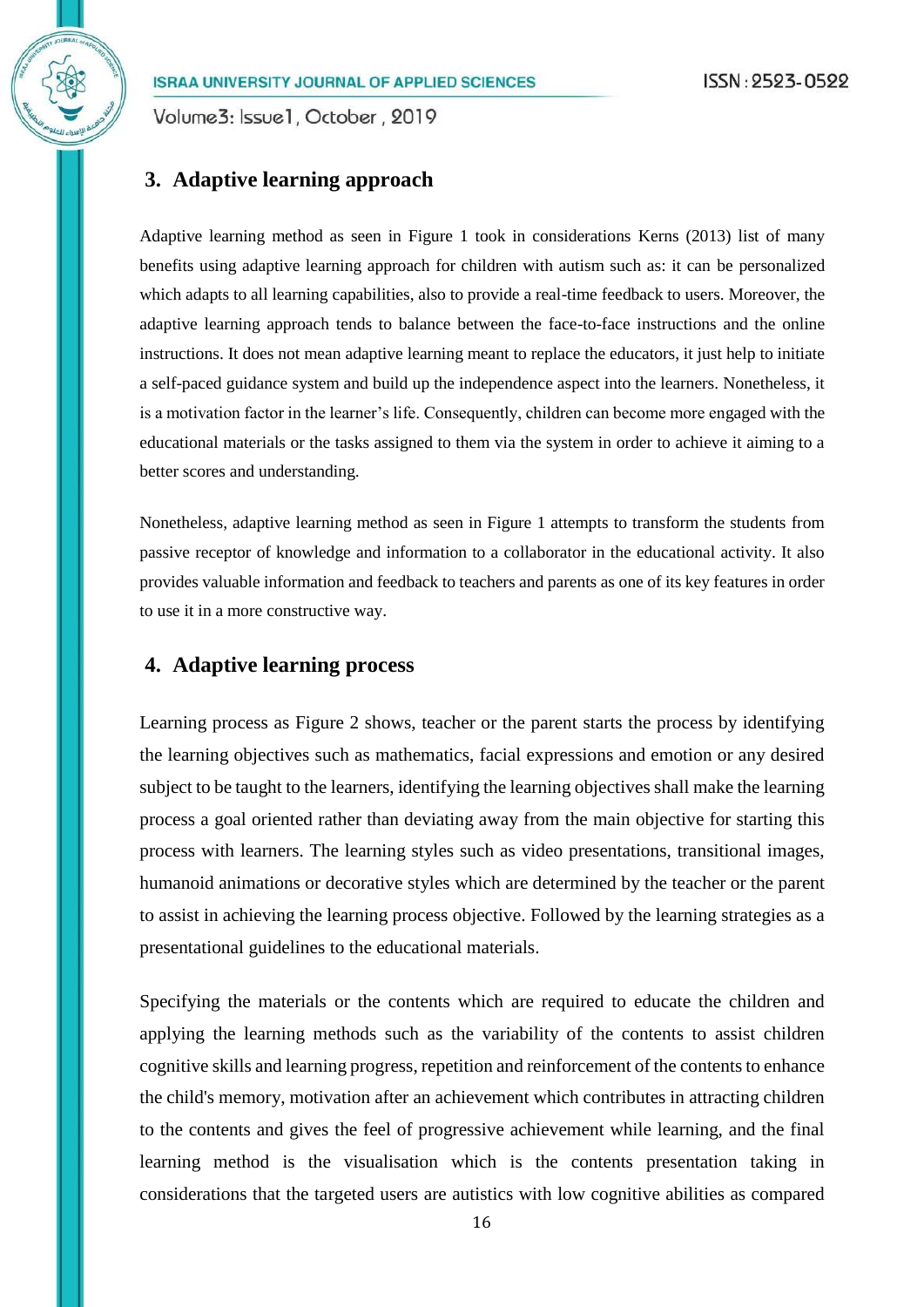## 3. Adaptive learning approach

Adaptive learning method as seen in Figure 1 took in considerations Kerns (2013) list of many benefits using adaptive learning approach for children with autism such as: it can be personalized which adapts to all learning capabilities, also to provide a real-time feedback to users. Moreover, the adaptive learning approach tends to balance between the face-to-face instructions and the online instructions. It does not mean adaptive learning meant to replace the educators, it just help to initiate a self-paced guidance system and build up the independence aspect into the learners. Nonetheless, it is a motivation factor in the learner's life. Consequently, children can become more engaged with the educational materials or the tasks assigned to them via the system in order to achieve it aiming to a better scores and understanding.

Nonetheless, adaptive learning method as seen in Figure 1 attempts to transform the students from passive receptor of knowledge and information to a collaborator in the educational activity. It also provides valuable information and feedback to teachers and parents as one of its key features in order to use it in a more constructive way.

## 4. Adaptive learning process

Learning process as Figure 2 shows, teacher or the parent starts the process by identifying the learning objectives such as mathematics, facial expressions and emotion or any desired subject to be taught to the learners, identifying the learning objectives shall make the learning process a goal oriented rather than deviating away from the main objective for starting this process with learners. The learning styles such as video presentations, transitional images, humanoid animations or decorative styles which are determined by the teacher or the parent to assist in achieving the learning process objective. Followed by the learning strategies as a presentational guidelines to the educational materials.

Specifying the materials or the contents which are required to educate the children and applying the learning methods such as the variability of the contents to assist children cognitive skills and learning progress, repetition and reinforcement of the contents to enhance the child's memory, motivation after an achievement which contributes in attracting children to the contents and gives the feel of progressive achievement while learning, and the final learning method is the visualisation which is the contents presentation taking in considerations that the targeted users are autistics with low cognitive abilities as compared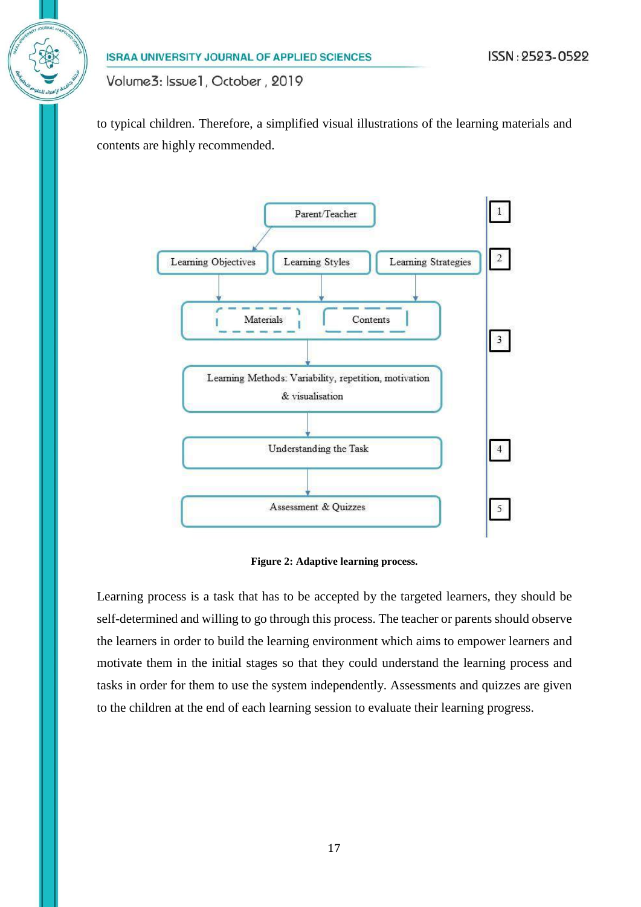to typical children. Therefore, a simplified visual illustrations of the learning materials and contents are highly recommended.

1. Parent/Teacher
2. Learning Objectives | Learning Styles | Learning Strategies
3. Materials | Contents
   Learning Methods: Variability, repetition, motivation & visualisation
4. Understanding the Task
5. Assessment & Quizzes

**Figure 2: Adaptive learning process.**

Learning process is a task that has to be accepted by the targeted learners, they should be self-determined and willing to go through this process. The teacher or parents should observe the learners in order to build the learning environment which aims to empower learners and motivate them in the initial stages so that they could understand the learning process and tasks in order for them to use the system independently. Assessments and quizzes are given to the children at the end of each learning session to evaluate their learning progress.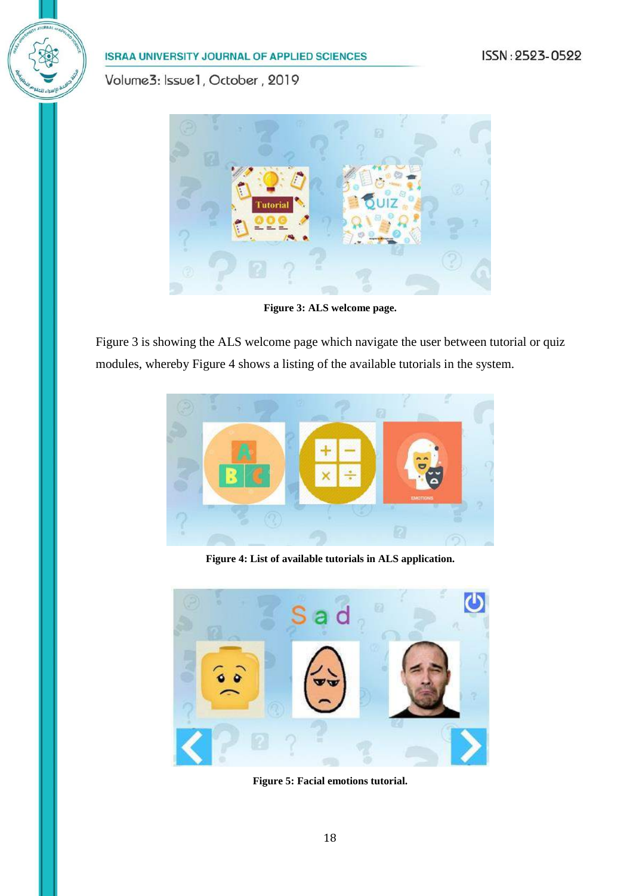Figure 3: ALS welcome page.

Figure 3 is showing the ALS welcome page which navigate the user between tutorial or quiz modules, whereby Figure 4 shows a listing of the available tutorials in the system.

Figure 4: List of available tutorials in ALS application.

Figure 5: Facial emotions tutorial.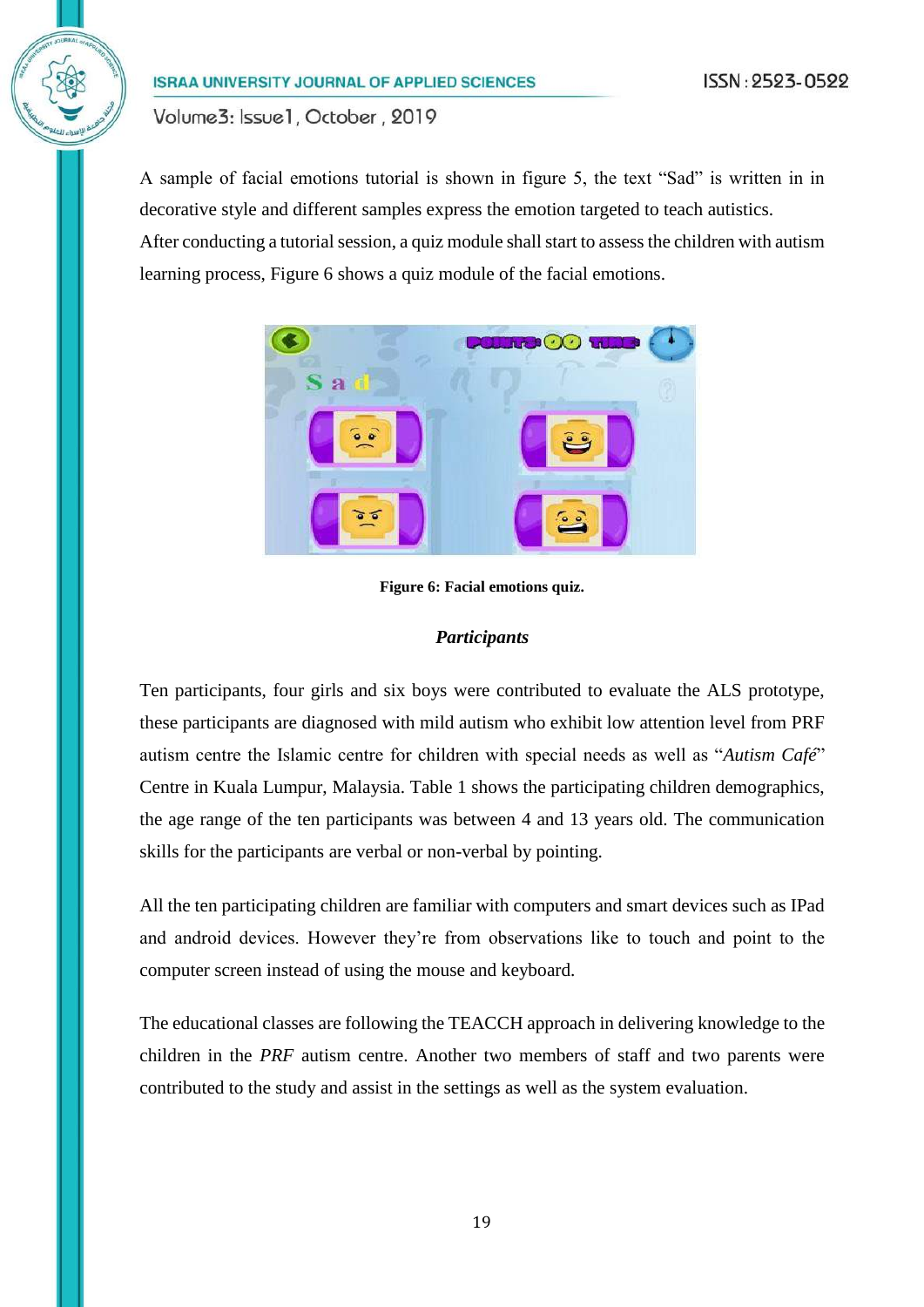A sample of facial emotions tutorial is shown in figure 5, the text "Sad" is written in in decorative style and different samples express the emotion targeted to teach autistics.
After conducting a tutorial session, a quiz module shall start to assess the children with autism learning process, Figure 6 shows a quiz module of the facial emotions.

**Figure 6: Facial emotions quiz.**

### *Participants*

Ten participants, four girls and six boys were contributed to evaluate the ALS prototype, these participants are diagnosed with mild autism who exhibit low attention level from PRF autism centre the Islamic centre for children with special needs as well as "*Autism Café*" Centre in Kuala Lumpur, Malaysia. Table 1 shows the participating children demographics, the age range of the ten participants was between 4 and 13 years old. The communication skills for the participants are verbal or non-verbal by pointing.

All the ten participating children are familiar with computers and smart devices such as IPad and android devices. However they're from observations like to touch and point to the computer screen instead of using the mouse and keyboard.

The educational classes are following the TEACCH approach in delivering knowledge to the children in the *PRF* autism centre. Another two members of staff and two parents were contributed to the study and assist in the settings as well as the system evaluation.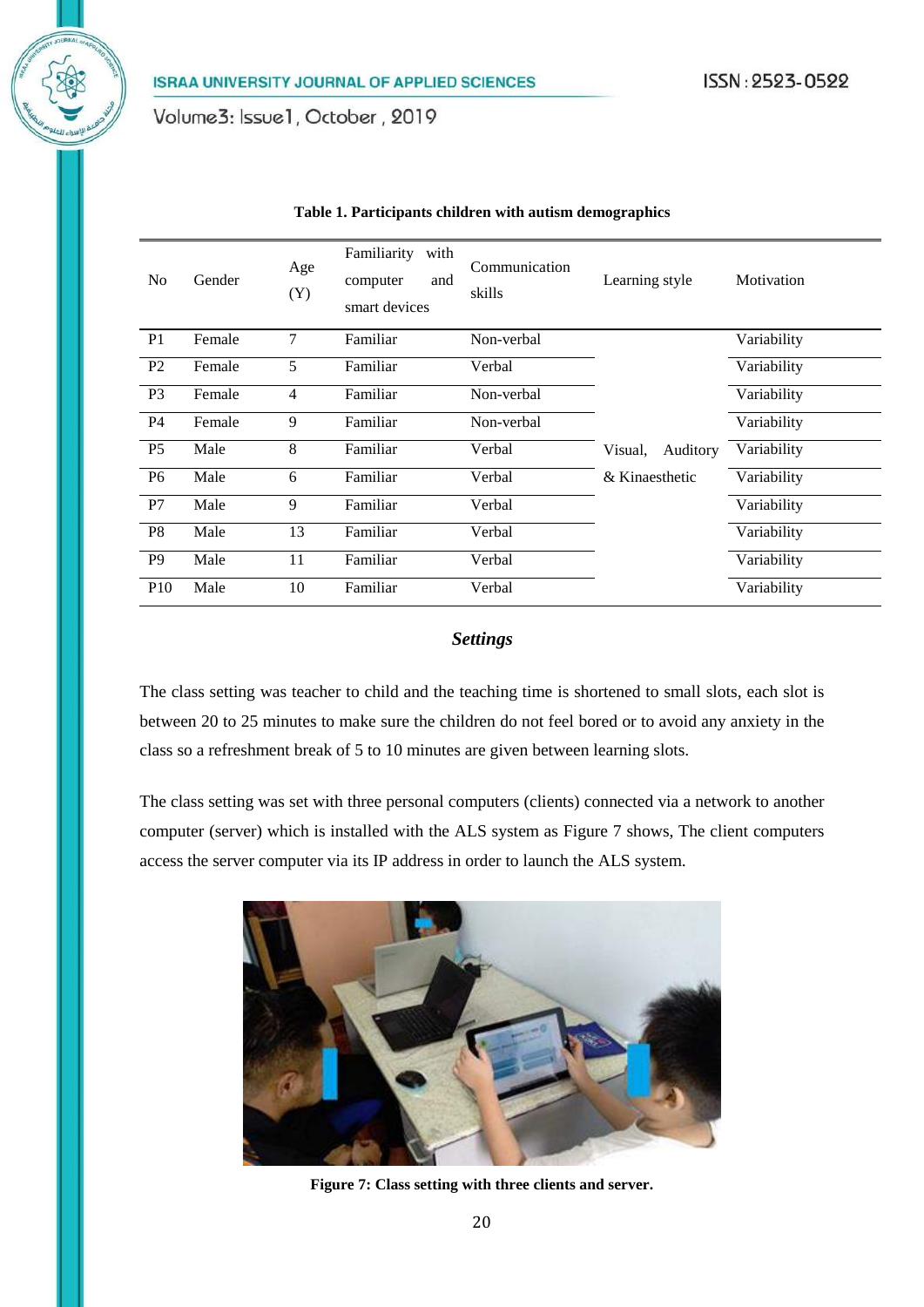**Table 1. Participants children with autism demographics**

| No | Gender | Age (Y) | Familiarity with computer and smart devices | Communication skills | Learning style | Motivation |
|---|---|---|---|---|---|---|
| P1 | Female | 7 | Familiar | Non-verbal | Visual, Auditory & Kinaesthetic | Variability |
| P2 | Female | 5 | Familiar | Verbal | | Variability |
| P3 | Female | 4 | Familiar | Non-verbal | | Variability |
| P4 | Female | 9 | Familiar | Non-verbal | | Variability |
| P5 | Male | 8 | Familiar | Verbal | | Variability |
| P6 | Male | 6 | Familiar | Verbal | | Variability |
| P7 | Male | 9 | Familiar | Verbal | | Variability |
| P8 | Male | 13 | Familiar | Verbal | | Variability |
| P9 | Male | 11 | Familiar | Verbal | | Variability |
| P10 | Male | 10 | Familiar | Verbal | | Variability |

### *Settings*

The class setting was teacher to child and the teaching time is shortened to small slots, each slot is between 20 to 25 minutes to make sure the children do not feel bored or to avoid any anxiety in the class so a refreshment break of 5 to 10 minutes are given between learning slots.

The class setting was set with three personal computers (clients) connected via a network to another computer (server) which is installed with the ALS system as Figure 7 shows, The client computers access the server computer via its IP address in order to launch the ALS system.

**Figure 7: Class setting with three clients and server.**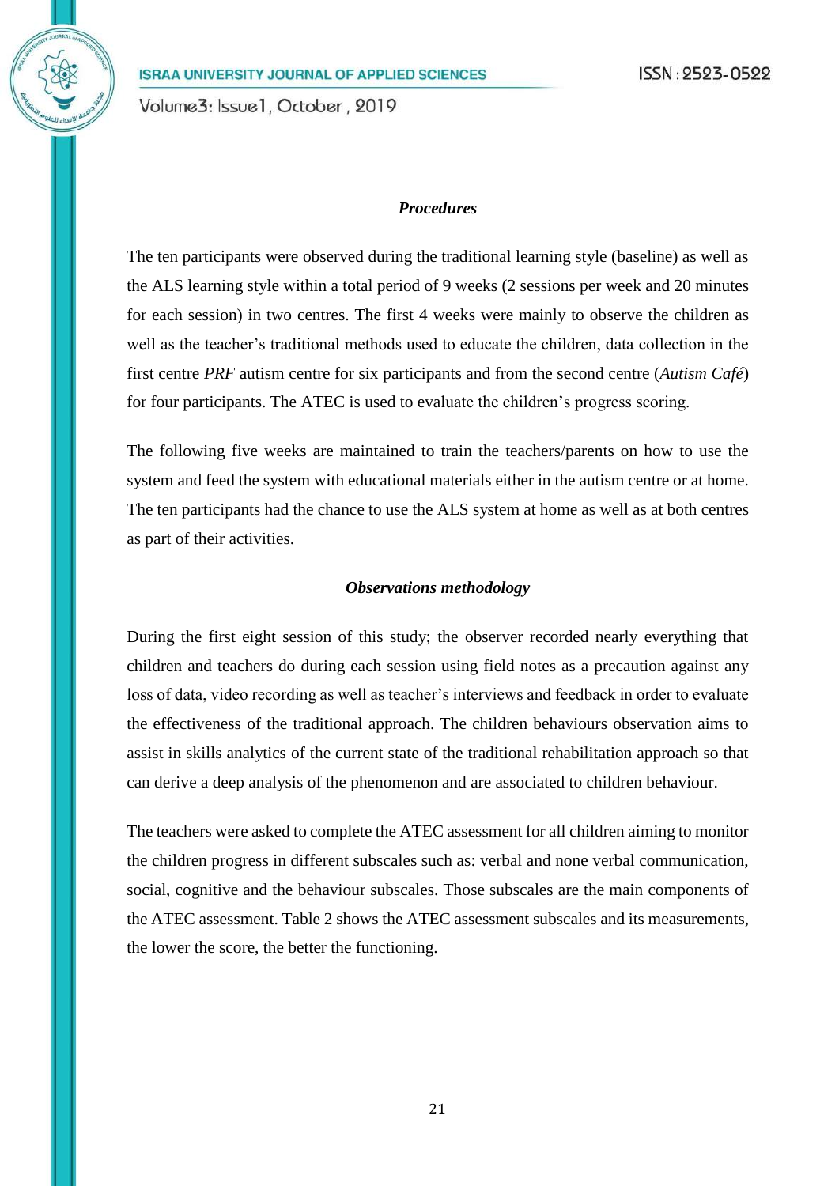### *Procedures*

The ten participants were observed during the traditional learning style (baseline) as well as the ALS learning style within a total period of 9 weeks (2 sessions per week and 20 minutes for each session) in two centres. The first 4 weeks were mainly to observe the children as well as the teacher's traditional methods used to educate the children, data collection in the first centre *PRF* autism centre for six participants and from the second centre (*Autism Café*) for four participants. The ATEC is used to evaluate the children's progress scoring.

The following five weeks are maintained to train the teachers/parents on how to use the system and feed the system with educational materials either in the autism centre or at home. The ten participants had the chance to use the ALS system at home as well as at both centres as part of their activities.

### *Observations methodology*

During the first eight session of this study; the observer recorded nearly everything that children and teachers do during each session using field notes as a precaution against any loss of data, video recording as well as teacher's interviews and feedback in order to evaluate the effectiveness of the traditional approach. The children behaviours observation aims to assist in skills analytics of the current state of the traditional rehabilitation approach so that can derive a deep analysis of the phenomenon and are associated to children behaviour.

The teachers were asked to complete the ATEC assessment for all children aiming to monitor the children progress in different subscales such as: verbal and none verbal communication, social, cognitive and the behaviour subscales. Those subscales are the main components of the ATEC assessment. Table 2 shows the ATEC assessment subscales and its measurements, the lower the score, the better the functioning.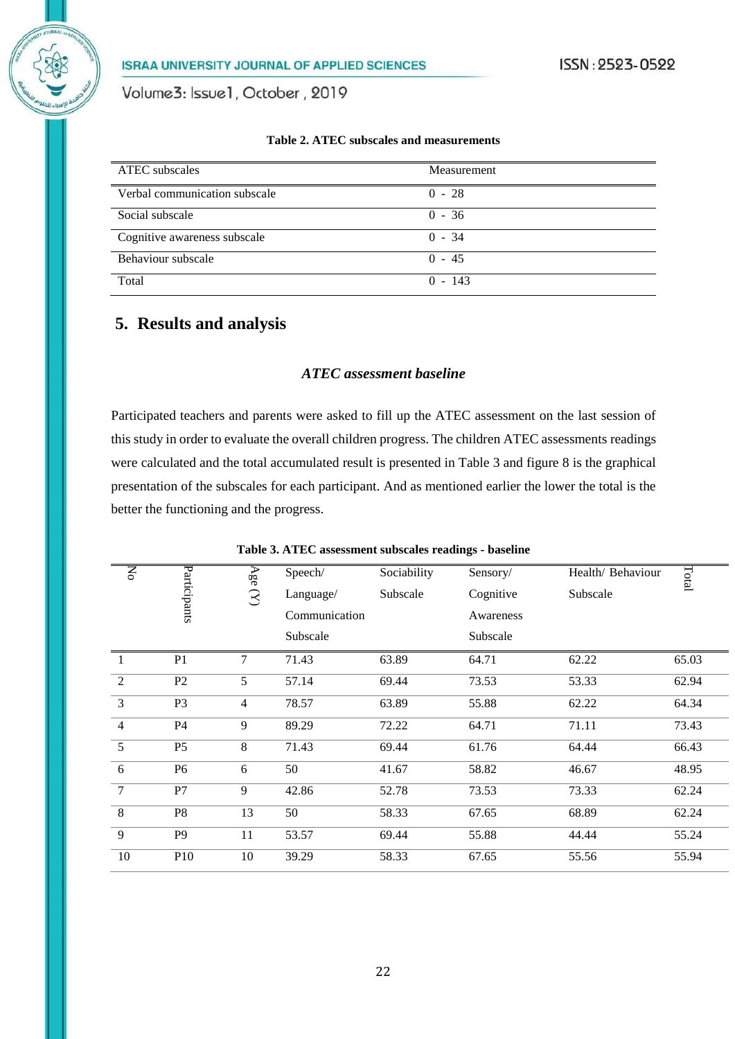**Table 2. ATEC subscales and measurements**

| ATEC subscales | Measurement |
|---|---|
| Verbal communication subscale | 0 - 28 |
| Social subscale | 0 - 36 |
| Cognitive awareness subscale | 0 - 34 |
| Behaviour subscale | 0 - 45 |
| Total | 0 - 143 |

## 5. Results and analysis

### *ATEC assessment baseline*

Participated teachers and parents were asked to fill up the ATEC assessment on the last session of this study in order to evaluate the overall children progress. The children ATEC assessments readings were calculated and the total accumulated result is presented in Table 3 and figure 8 is the graphical presentation of the subscales for each participant. And as mentioned earlier the lower the total is the better the functioning and the progress.

**Table 3. ATEC assessment subscales readings - baseline**

| No | Participants | Age (Y) | Speech/ Language/ Communication Subscale | Sociability Subscale | Sensory/ Cognitive Awareness Subscale | Health/ Behaviour Subscale | Total |
|---|---|---|---|---|---|---|---|
| 1 | P1 | 7 | 71.43 | 63.89 | 64.71 | 62.22 | 65.03 |
| 2 | P2 | 5 | 57.14 | 69.44 | 73.53 | 53.33 | 62.94 |
| 3 | P3 | 4 | 78.57 | 63.89 | 55.88 | 62.22 | 64.34 |
| 4 | P4 | 9 | 89.29 | 72.22 | 64.71 | 71.11 | 73.43 |
| 5 | P5 | 8 | 71.43 | 69.44 | 61.76 | 64.44 | 66.43 |
| 6 | P6 | 6 | 50 | 41.67 | 58.82 | 46.67 | 48.95 |
| 7 | P7 | 9 | 42.86 | 52.78 | 73.53 | 73.33 | 62.24 |
| 8 | P8 | 13 | 50 | 58.33 | 67.65 | 68.89 | 62.24 |
| 9 | P9 | 11 | 53.57 | 69.44 | 55.88 | 44.44 | 55.24 |
| 10 | P10 | 10 | 39.29 | 58.33 | 67.65 | 55.56 | 55.94 |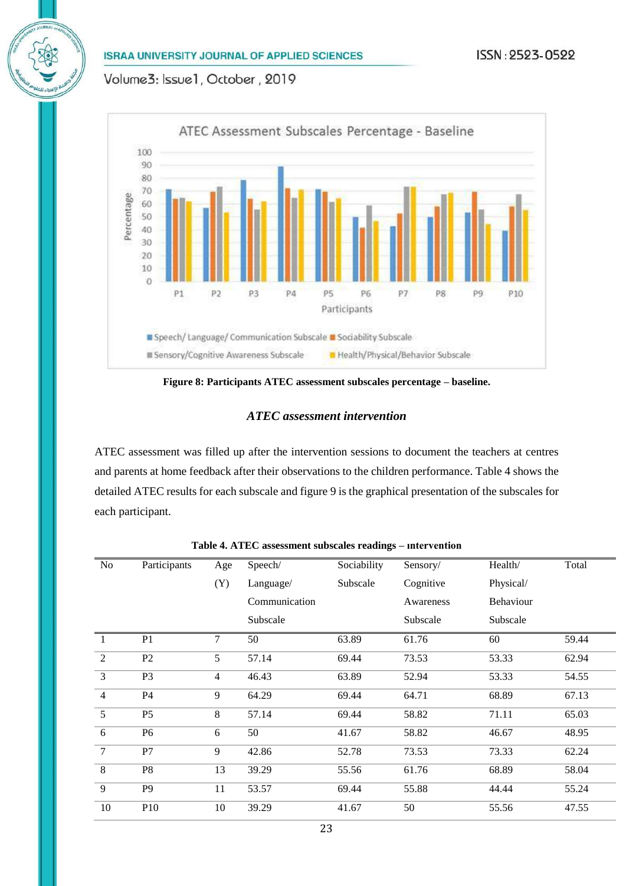Figure 8: Participants ATEC assessment subscales percentage – baseline.

### *ATEC assessment intervention*

ATEC assessment was filled up after the intervention sessions to document the teachers at centres and parents at home feedback after their observations to the children performance. Table 4 shows the detailed ATEC results for each subscale and figure 9 is the graphical presentation of the subscales for each participant.

**Table 4. ATEC assessment subscales readings – ıntervention**

| No | Participants | Age (Y) | Speech/ Language/ Communication Subscale | Sociability Subscale | Sensory/ Cognitive Awareness Subscale | Health/ Physical/ Behaviour Subscale | Total |
|---|---|---|---|---|---|---|---|
| 1 | P1 | 7 | 50 | 63.89 | 61.76 | 60 | 59.44 |
| 2 | P2 | 5 | 57.14 | 69.44 | 73.53 | 53.33 | 62.94 |
| 3 | P3 | 4 | 46.43 | 63.89 | 52.94 | 53.33 | 54.55 |
| 4 | P4 | 9 | 64.29 | 69.44 | 64.71 | 68.89 | 67.13 |
| 5 | P5 | 8 | 57.14 | 69.44 | 58.82 | 71.11 | 65.03 |
| 6 | P6 | 6 | 50 | 41.67 | 58.82 | 46.67 | 48.95 |
| 7 | P7 | 9 | 42.86 | 52.78 | 73.53 | 73.33 | 62.24 |
| 8 | P8 | 13 | 39.29 | 55.56 | 61.76 | 68.89 | 58.04 |
| 9 | P9 | 11 | 53.57 | 69.44 | 55.88 | 44.44 | 55.24 |
| 10 | P10 | 10 | 39.29 | 41.67 | 50 | 55.56 | 47.55 |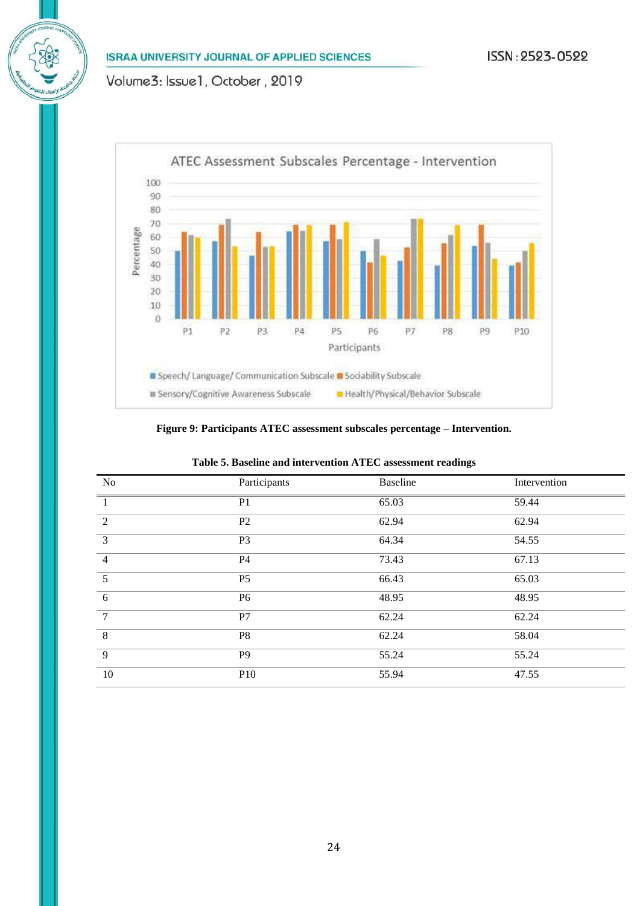**Figure 9: Participants ATEC assessment subscales percentage – Intervention.**

**Table 5. Baseline and intervention ATEC assessment readings**

| No | Participants | Baseline | Intervention |
|---|---|---|---|
| 1 | P1 | 65.03 | 59.44 |
| 2 | P2 | 62.94 | 62.94 |
| 3 | P3 | 64.34 | 54.55 |
| 4 | P4 | 73.43 | 67.13 |
| 5 | P5 | 66.43 | 65.03 |
| 6 | P6 | 48.95 | 48.95 |
| 7 | P7 | 62.24 | 62.24 |
| 8 | P8 | 62.24 | 58.04 |
| 9 | P9 | 55.24 | 55.24 |
| 10 | P10 | 55.94 | 47.55 |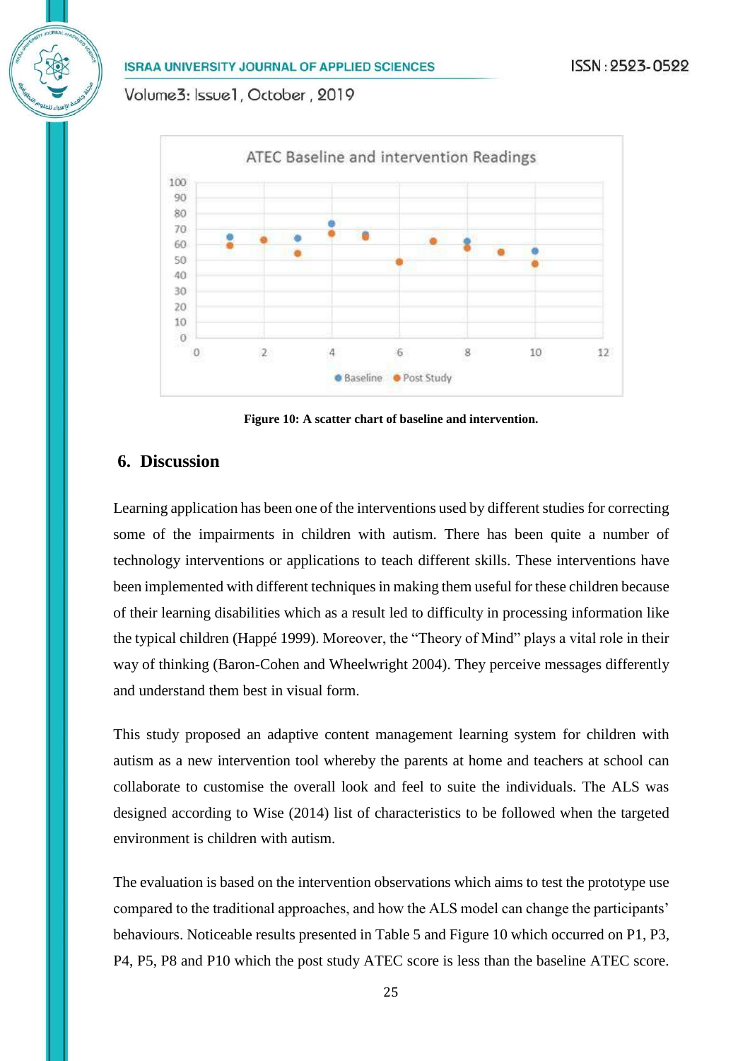Figure 10: A scatter chart of baseline and intervention.

## 6. Discussion

Learning application has been one of the interventions used by different studies for correcting some of the impairments in children with autism. There has been quite a number of technology interventions or applications to teach different skills. These interventions have been implemented with different techniques in making them useful for these children because of their learning disabilities which as a result led to difficulty in processing information like the typical children (Happé 1999). Moreover, the "Theory of Mind" plays a vital role in their way of thinking (Baron-Cohen and Wheelwright 2004). They perceive messages differently and understand them best in visual form.

This study proposed an adaptive content management learning system for children with autism as a new intervention tool whereby the parents at home and teachers at school can collaborate to customise the overall look and feel to suite the individuals. The ALS was designed according to Wise (2014) list of characteristics to be followed when the targeted environment is children with autism.

The evaluation is based on the intervention observations which aims to test the prototype use compared to the traditional approaches, and how the ALS model can change the participants' behaviours. Noticeable results presented in Table 5 and Figure 10 which occurred on P1, P3, P4, P5, P8 and P10 which the post study ATEC score is less than the baseline ATEC score.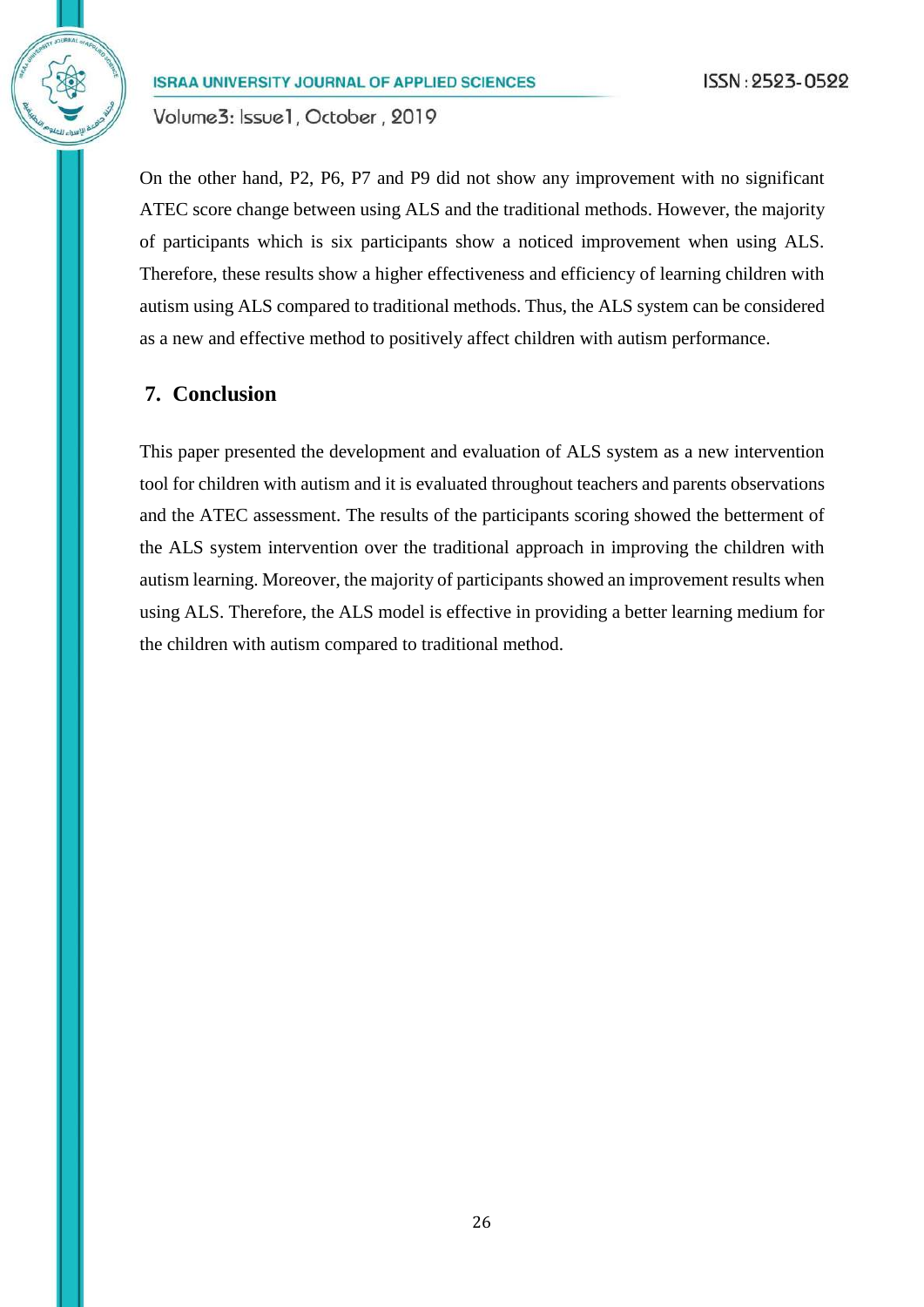On the other hand, P2, P6, P7 and P9 did not show any improvement with no significant ATEC score change between using ALS and the traditional methods. However, the majority of participants which is six participants show a noticed improvement when using ALS. Therefore, these results show a higher effectiveness and efficiency of learning children with autism using ALS compared to traditional methods. Thus, the ALS system can be considered as a new and effective method to positively affect children with autism performance.

## 7. Conclusion

This paper presented the development and evaluation of ALS system as a new intervention tool for children with autism and it is evaluated throughout teachers and parents observations and the ATEC assessment. The results of the participants scoring showed the betterment of the ALS system intervention over the traditional approach in improving the children with autism learning. Moreover, the majority of participants showed an improvement results when using ALS. Therefore, the ALS model is effective in providing a better learning medium for the children with autism compared to traditional method.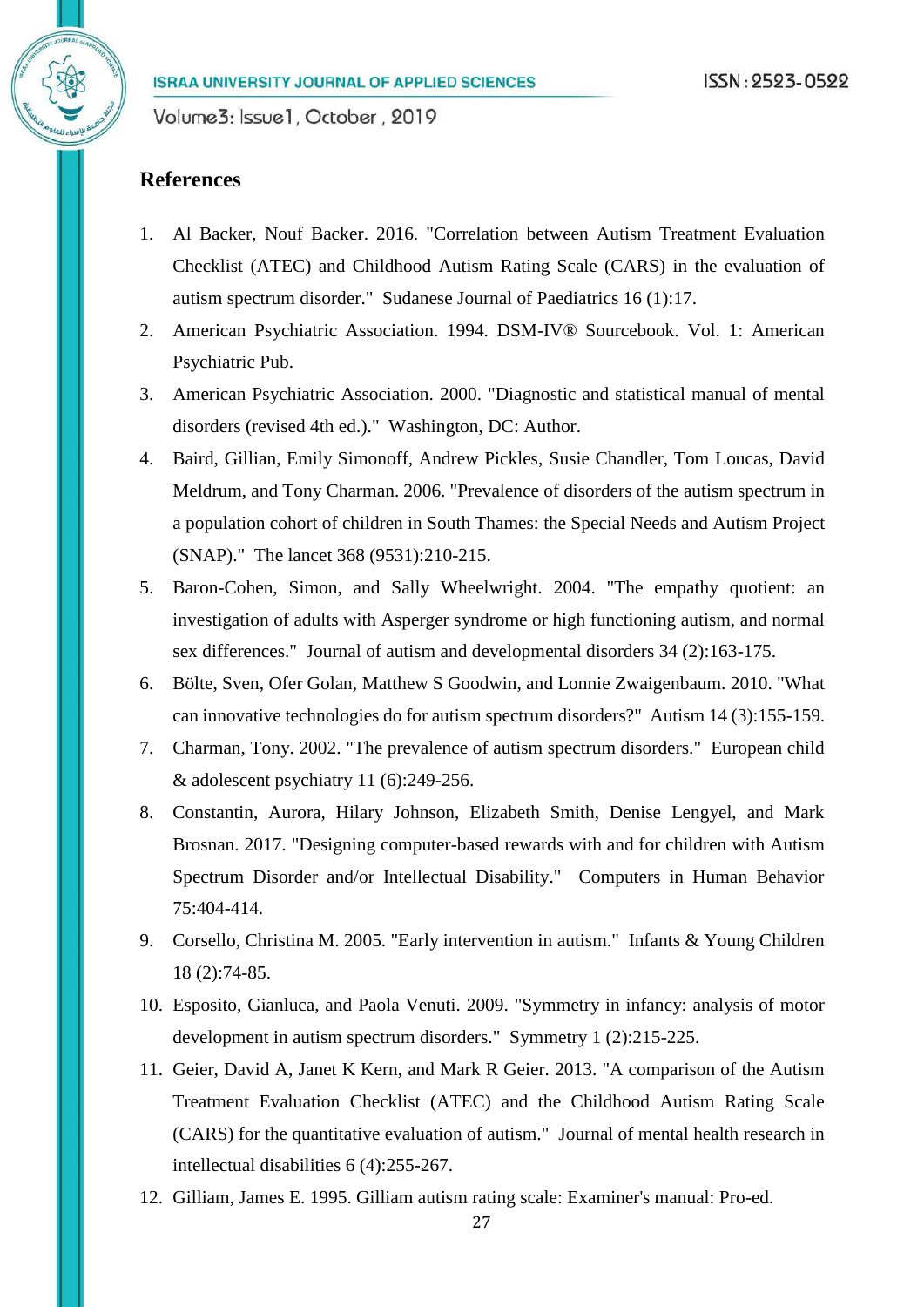## References

1. Al Backer, Nouf Backer. 2016. "Correlation between Autism Treatment Evaluation Checklist (ATEC) and Childhood Autism Rating Scale (CARS) in the evaluation of autism spectrum disorder." Sudanese Journal of Paediatrics 16 (1):17.
2. American Psychiatric Association. 1994. DSM-IV® Sourcebook. Vol. 1: American Psychiatric Pub.
3. American Psychiatric Association. 2000. "Diagnostic and statistical manual of mental disorders (revised 4th ed.)." Washington, DC: Author.
4. Baird, Gillian, Emily Simonoff, Andrew Pickles, Susie Chandler, Tom Loucas, David Meldrum, and Tony Charman. 2006. "Prevalence of disorders of the autism spectrum in a population cohort of children in South Thames: the Special Needs and Autism Project (SNAP)." The lancet 368 (9531):210-215.
5. Baron-Cohen, Simon, and Sally Wheelwright. 2004. "The empathy quotient: an investigation of adults with Asperger syndrome or high functioning autism, and normal sex differences." Journal of autism and developmental disorders 34 (2):163-175.
6. Bölte, Sven, Ofer Golan, Matthew S Goodwin, and Lonnie Zwaigenbaum. 2010. "What can innovative technologies do for autism spectrum disorders?" Autism 14 (3):155-159.
7. Charman, Tony. 2002. "The prevalence of autism spectrum disorders." European child & adolescent psychiatry 11 (6):249-256.
8. Constantin, Aurora, Hilary Johnson, Elizabeth Smith, Denise Lengyel, and Mark Brosnan. 2017. "Designing computer-based rewards with and for children with Autism Spectrum Disorder and/or Intellectual Disability." Computers in Human Behavior 75:404-414.
9. Corsello, Christina M. 2005. "Early intervention in autism." Infants & Young Children 18 (2):74-85.
10. Esposito, Gianluca, and Paola Venuti. 2009. "Symmetry in infancy: analysis of motor development in autism spectrum disorders." Symmetry 1 (2):215-225.
11. Geier, David A, Janet K Kern, and Mark R Geier. 2013. "A comparison of the Autism Treatment Evaluation Checklist (ATEC) and the Childhood Autism Rating Scale (CARS) for the quantitative evaluation of autism." Journal of mental health research in intellectual disabilities 6 (4):255-267.
12. Gilliam, James E. 1995. Gilliam autism rating scale: Examiner's manual: Pro-ed.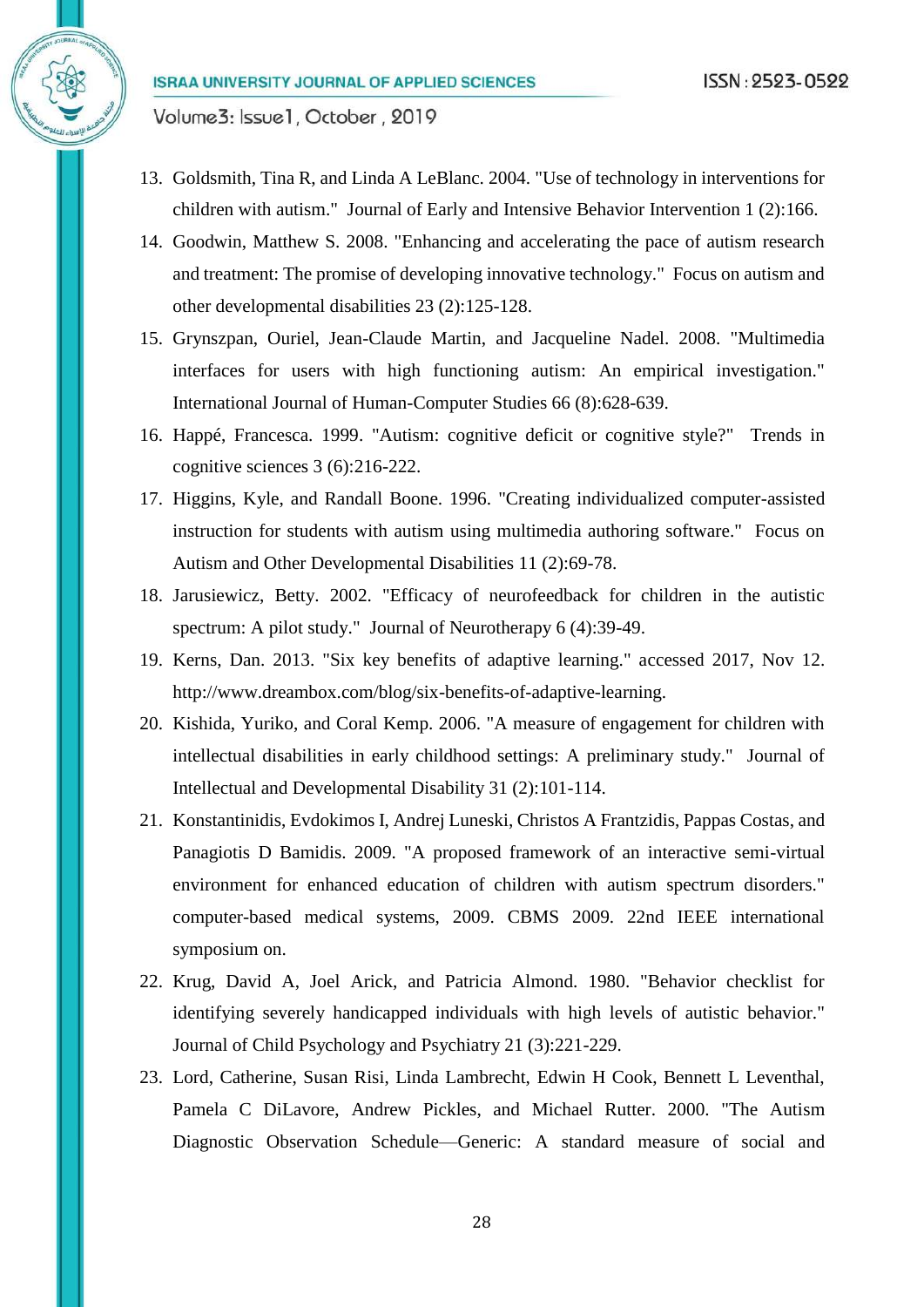13. Goldsmith, Tina R, and Linda A LeBlanc. 2004. "Use of technology in interventions for children with autism." Journal of Early and Intensive Behavior Intervention 1 (2):166.
14. Goodwin, Matthew S. 2008. "Enhancing and accelerating the pace of autism research and treatment: The promise of developing innovative technology." Focus on autism and other developmental disabilities 23 (2):125-128.
15. Grynszpan, Ouriel, Jean-Claude Martin, and Jacqueline Nadel. 2008. "Multimedia interfaces for users with high functioning autism: An empirical investigation." International Journal of Human-Computer Studies 66 (8):628-639.
16. Happé, Francesca. 1999. "Autism: cognitive deficit or cognitive style?" Trends in cognitive sciences 3 (6):216-222.
17. Higgins, Kyle, and Randall Boone. 1996. "Creating individualized computer-assisted instruction for students with autism using multimedia authoring software." Focus on Autism and Other Developmental Disabilities 11 (2):69-78.
18. Jarusiewicz, Betty. 2002. "Efficacy of neurofeedback for children in the autistic spectrum: A pilot study." Journal of Neurotherapy 6 (4):39-49.
19. Kerns, Dan. 2013. "Six key benefits of adaptive learning." accessed 2017, Nov 12. http://www.dreambox.com/blog/six-benefits-of-adaptive-learning.
20. Kishida, Yuriko, and Coral Kemp. 2006. "A measure of engagement for children with intellectual disabilities in early childhood settings: A preliminary study." Journal of Intellectual and Developmental Disability 31 (2):101-114.
21. Konstantinidis, Evdokimos I, Andrej Luneski, Christos A Frantzidis, Pappas Costas, and Panagiotis D Bamidis. 2009. "A proposed framework of an interactive semi-virtual environment for enhanced education of children with autism spectrum disorders." computer-based medical systems, 2009. CBMS 2009. 22nd IEEE international symposium on.
22. Krug, David A, Joel Arick, and Patricia Almond. 1980. "Behavior checklist for identifying severely handicapped individuals with high levels of autistic behavior." Journal of Child Psychology and Psychiatry 21 (3):221-229.
23. Lord, Catherine, Susan Risi, Linda Lambrecht, Edwin H Cook, Bennett L Leventhal, Pamela C DiLavore, Andrew Pickles, and Michael Rutter. 2000. "The Autism Diagnostic Observation Schedule—Generic: A standard measure of social and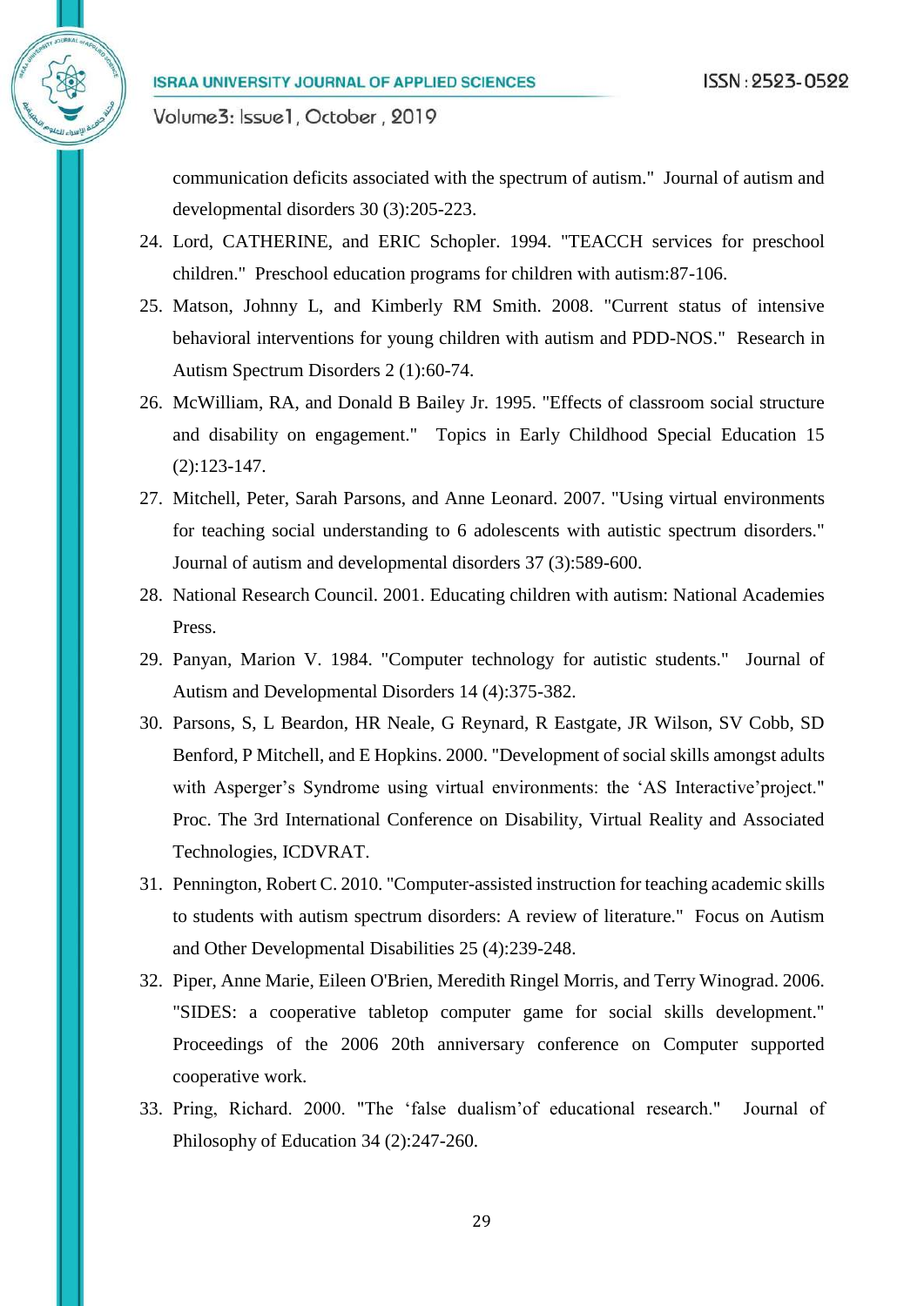communication deficits associated with the spectrum of autism." Journal of autism and developmental disorders 30 (3):205-223.

24. Lord, CATHERINE, and ERIC Schopler. 1994. "TEACCH services for preschool children." Preschool education programs for children with autism:87-106.
25. Matson, Johnny L, and Kimberly RM Smith. 2008. "Current status of intensive behavioral interventions for young children with autism and PDD-NOS." Research in Autism Spectrum Disorders 2 (1):60-74.
26. McWilliam, RA, and Donald B Bailey Jr. 1995. "Effects of classroom social structure and disability on engagement." Topics in Early Childhood Special Education 15 (2):123-147.
27. Mitchell, Peter, Sarah Parsons, and Anne Leonard. 2007. "Using virtual environments for teaching social understanding to 6 adolescents with autistic spectrum disorders." Journal of autism and developmental disorders 37 (3):589-600.
28. National Research Council. 2001. Educating children with autism: National Academies Press.
29. Panyan, Marion V. 1984. "Computer technology for autistic students." Journal of Autism and Developmental Disorders 14 (4):375-382.
30. Parsons, S, L Beardon, HR Neale, G Reynard, R Eastgate, JR Wilson, SV Cobb, SD Benford, P Mitchell, and E Hopkins. 2000. "Development of social skills amongst adults with Asperger's Syndrome using virtual environments: the 'AS Interactive'project." Proc. The 3rd International Conference on Disability, Virtual Reality and Associated Technologies, ICDVRAT.
31. Pennington, Robert C. 2010. "Computer-assisted instruction for teaching academic skills to students with autism spectrum disorders: A review of literature." Focus on Autism and Other Developmental Disabilities 25 (4):239-248.
32. Piper, Anne Marie, Eileen O'Brien, Meredith Ringel Morris, and Terry Winograd. 2006. "SIDES: a cooperative tabletop computer game for social skills development." Proceedings of the 2006 20th anniversary conference on Computer supported cooperative work.
33. Pring, Richard. 2000. "The 'false dualism'of educational research." Journal of Philosophy of Education 34 (2):247-260.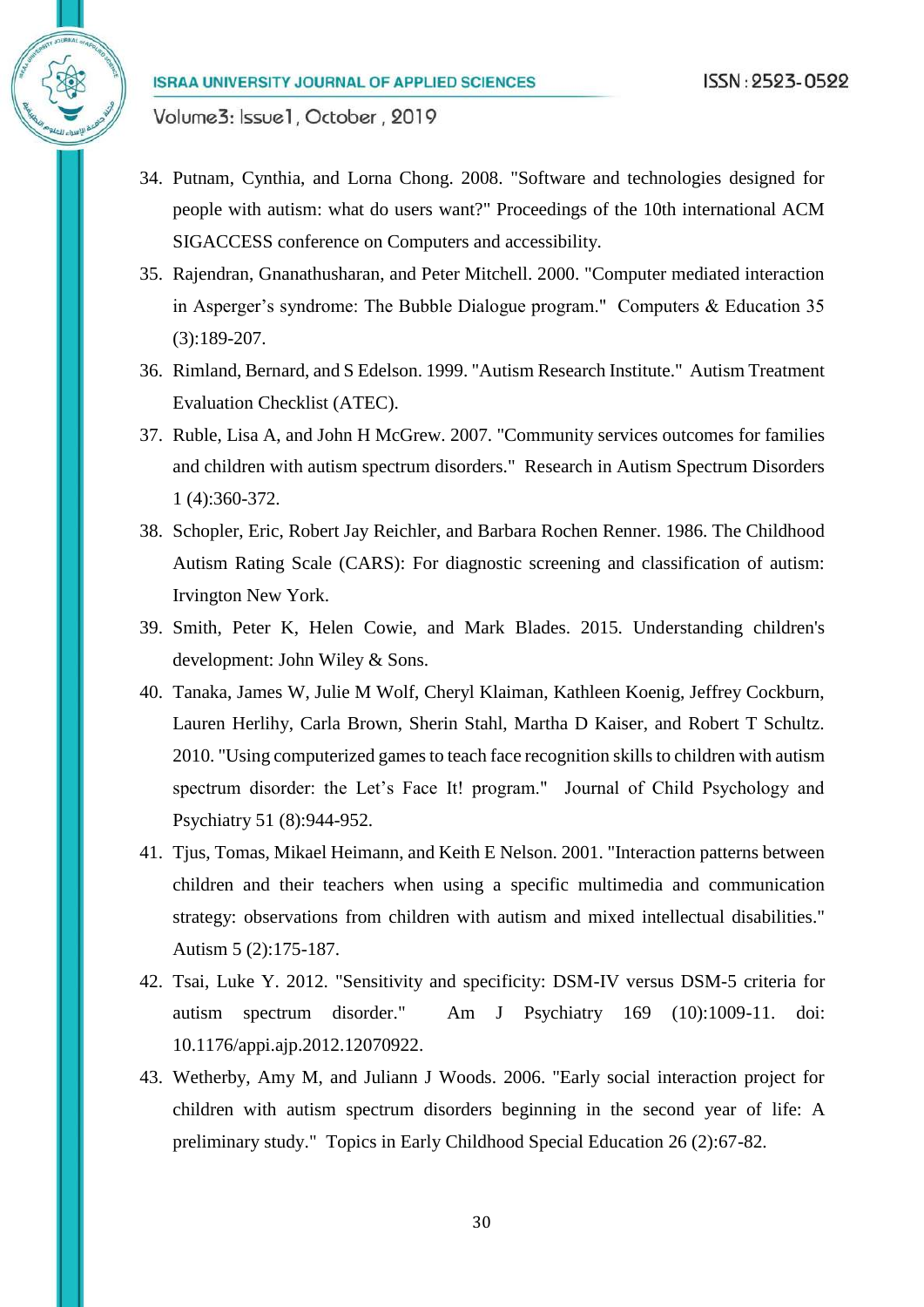34. Putnam, Cynthia, and Lorna Chong. 2008. "Software and technologies designed for people with autism: what do users want?" Proceedings of the 10th international ACM SIGACCESS conference on Computers and accessibility.
35. Rajendran, Gnanathusharan, and Peter Mitchell. 2000. "Computer mediated interaction in Asperger's syndrome: The Bubble Dialogue program." Computers & Education 35 (3):189-207.
36. Rimland, Bernard, and S Edelson. 1999. "Autism Research Institute." Autism Treatment Evaluation Checklist (ATEC).
37. Ruble, Lisa A, and John H McGrew. 2007. "Community services outcomes for families and children with autism spectrum disorders." Research in Autism Spectrum Disorders 1 (4):360-372.
38. Schopler, Eric, Robert Jay Reichler, and Barbara Rochen Renner. 1986. The Childhood Autism Rating Scale (CARS): For diagnostic screening and classification of autism: Irvington New York.
39. Smith, Peter K, Helen Cowie, and Mark Blades. 2015. Understanding children's development: John Wiley & Sons.
40. Tanaka, James W, Julie M Wolf, Cheryl Klaiman, Kathleen Koenig, Jeffrey Cockburn, Lauren Herlihy, Carla Brown, Sherin Stahl, Martha D Kaiser, and Robert T Schultz. 2010. "Using computerized games to teach face recognition skills to children with autism spectrum disorder: the Let's Face It! program." Journal of Child Psychology and Psychiatry 51 (8):944-952.
41. Tjus, Tomas, Mikael Heimann, and Keith E Nelson. 2001. "Interaction patterns between children and their teachers when using a specific multimedia and communication strategy: observations from children with autism and mixed intellectual disabilities." Autism 5 (2):175-187.
42. Tsai, Luke Y. 2012. "Sensitivity and specificity: DSM-IV versus DSM-5 criteria for autism spectrum disorder." Am J Psychiatry 169 (10):1009-11. doi: 10.1176/appi.ajp.2012.12070922.
43. Wetherby, Amy M, and Juliann J Woods. 2006. "Early social interaction project for children with autism spectrum disorders beginning in the second year of life: A preliminary study." Topics in Early Childhood Special Education 26 (2):67-82.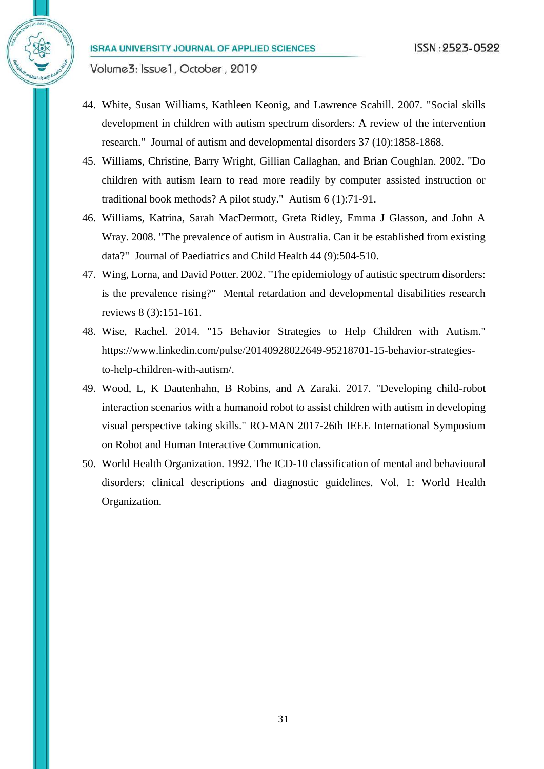44. White, Susan Williams, Kathleen Keonig, and Lawrence Scahill. 2007. "Social skills development in children with autism spectrum disorders: A review of the intervention research." Journal of autism and developmental disorders 37 (10):1858-1868.
45. Williams, Christine, Barry Wright, Gillian Callaghan, and Brian Coughlan. 2002. "Do children with autism learn to read more readily by computer assisted instruction or traditional book methods? A pilot study." Autism 6 (1):71-91.
46. Williams, Katrina, Sarah MacDermott, Greta Ridley, Emma J Glasson, and John A Wray. 2008. "The prevalence of autism in Australia. Can it be established from existing data?" Journal of Paediatrics and Child Health 44 (9):504-510.
47. Wing, Lorna, and David Potter. 2002. "The epidemiology of autistic spectrum disorders: is the prevalence rising?" Mental retardation and developmental disabilities research reviews 8 (3):151-161.
48. Wise, Rachel. 2014. "15 Behavior Strategies to Help Children with Autism." https://www.linkedin.com/pulse/20140928022649-95218701-15-behavior-strategies-to-help-children-with-autism/.
49. Wood, L, K Dautenhahn, B Robins, and A Zaraki. 2017. "Developing child-robot interaction scenarios with a humanoid robot to assist children with autism in developing visual perspective taking skills." RO-MAN 2017-26th IEEE International Symposium on Robot and Human Interactive Communication.
50. World Health Organization. 1992. The ICD-10 classification of mental and behavioural disorders: clinical descriptions and diagnostic guidelines. Vol. 1: World Health Organization.